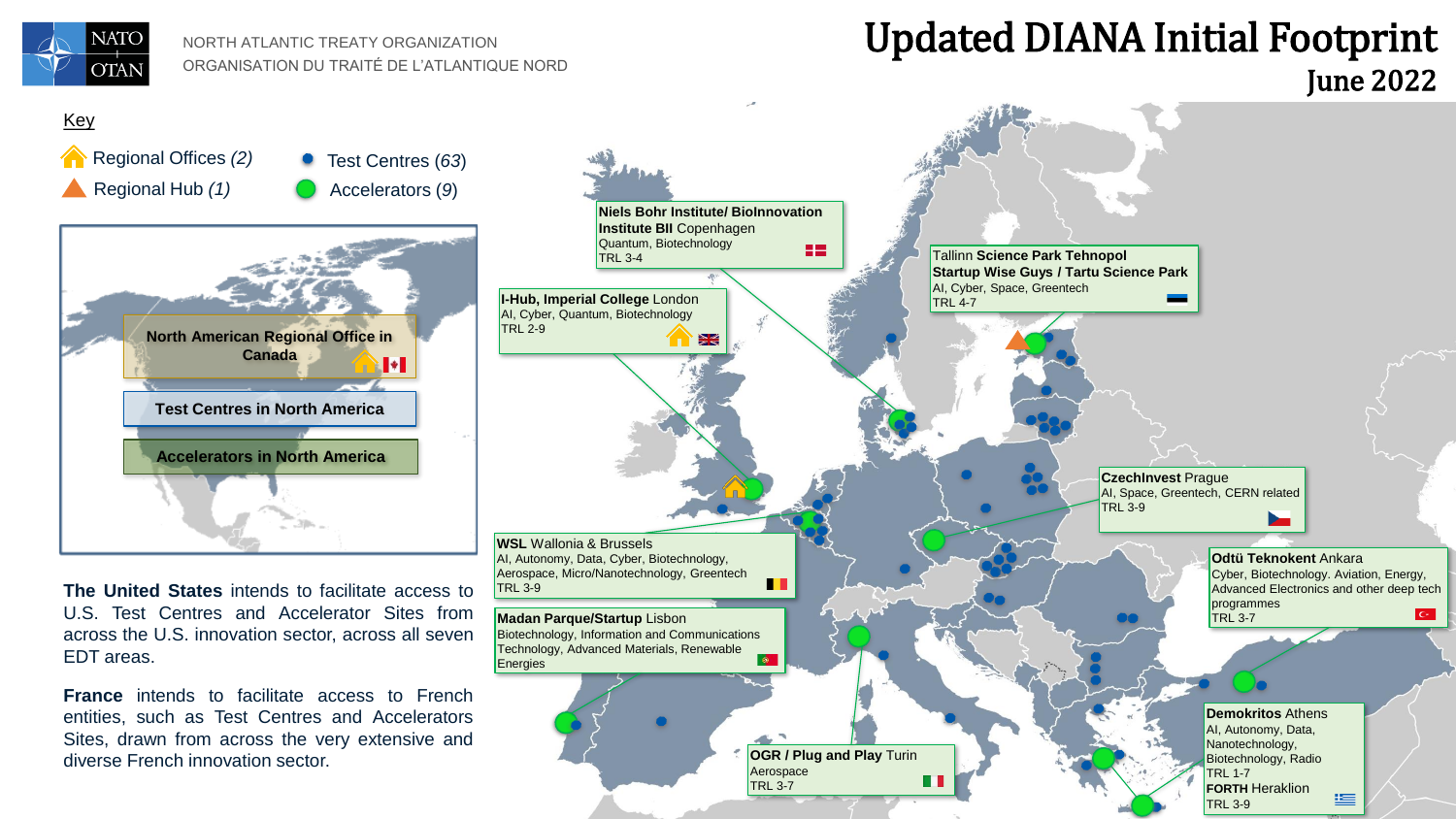NORTH ATLANTIC TREATY ORGANIZATION
ORGANISATION DU TRAITÉ DE L'ATLANTIQUE NORD

# Updated DIANA Initial Footprint

## June 2022

**Key**

- Regional Offices *(2)*
- Regional Hub *(1)*
- Test Centres *(63)*
- Accelerators *(9)*

**North American Regional Office in Canada**

**Test Centres in North America**

**Accelerators in North America**

**The United States** intends to facilitate access to U.S. Test Centres and Accelerator Sites from across the U.S. innovation sector, across all seven EDT areas.

**France** intends to facilitate access to French entities, such as Test Centres and Accelerators Sites, drawn from across the very extensive and diverse French innovation sector.

**Niels Bohr Institute/ BioInnovation Institute BII** Copenhagen
Quantum, Biotechnology
TRL 3-4

Tallinn **Science Park Tehnopol Startup Wise Guys / Tartu Science Park**
AI, Cyber, Space, Greentech
TRL 4-7

**I-Hub, Imperial College** London
AI, Cyber, Quantum, Biotechnology
TRL 2-9

**CzechInvest** Prague
AI, Space, Greentech, CERN related
TRL 3-9

**WSL** Wallonia & Brussels
AI, Autonomy, Data, Cyber, Biotechnology, Aerospace, Micro/Nanotechnology, Greentech
TRL 3-9

**Odtü Teknokent** Ankara
Cyber, Biotechnology. Aviation, Energy, Advanced Electronics and other deep tech programmes
TRL 3-7

**Madan Parque/Startup** Lisbon
Biotechnology, Information and Communications Technology, Advanced Materials, Renewable Energies

**OGR / Plug and Play** Turin
Aerospace
TRL 3-7

**Demokritos** Athens
AI, Autonomy, Data, Nanotechnology, Biotechnology, Radio
TRL 1-7
**FORTH** Heraklion
TRL 3-9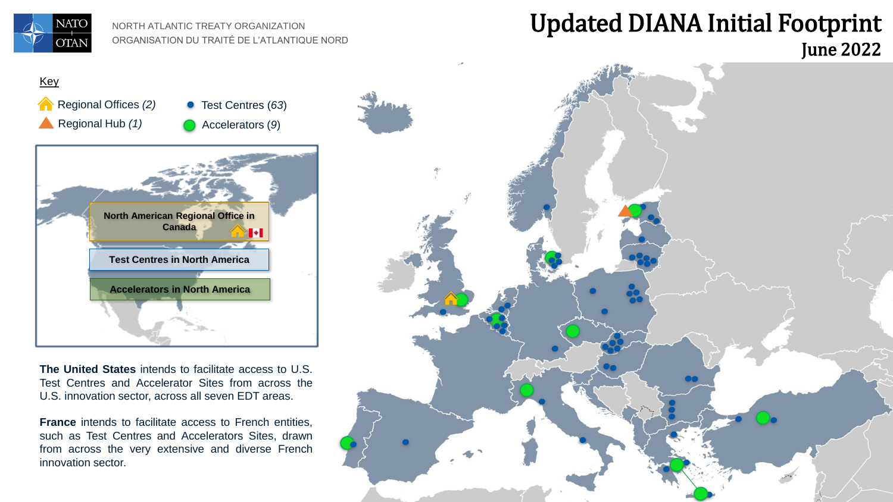NORTH ATLANTIC TREATY ORGANIZATION
ORGANISATION DU TRAITÉ DE L'ATLANTIQUE NORD

# Updated DIANA Initial Footprint

## June 2022

Key

Regional Offices *(2)*

Regional Hub *(1)*

Test Centres *(63)*

Accelerators *(9)*

North American Regional Office in Canada

Test Centres in North America

Accelerators in North America

**The United States** intends to facilitate access to U.S. Test Centres and Accelerator Sites from across the U.S. innovation sector, across all seven EDT areas.

**France** intends to facilitate access to French entities, such as Test Centres and Accelerators Sites, drawn from across the very extensive and diverse French innovation sector.